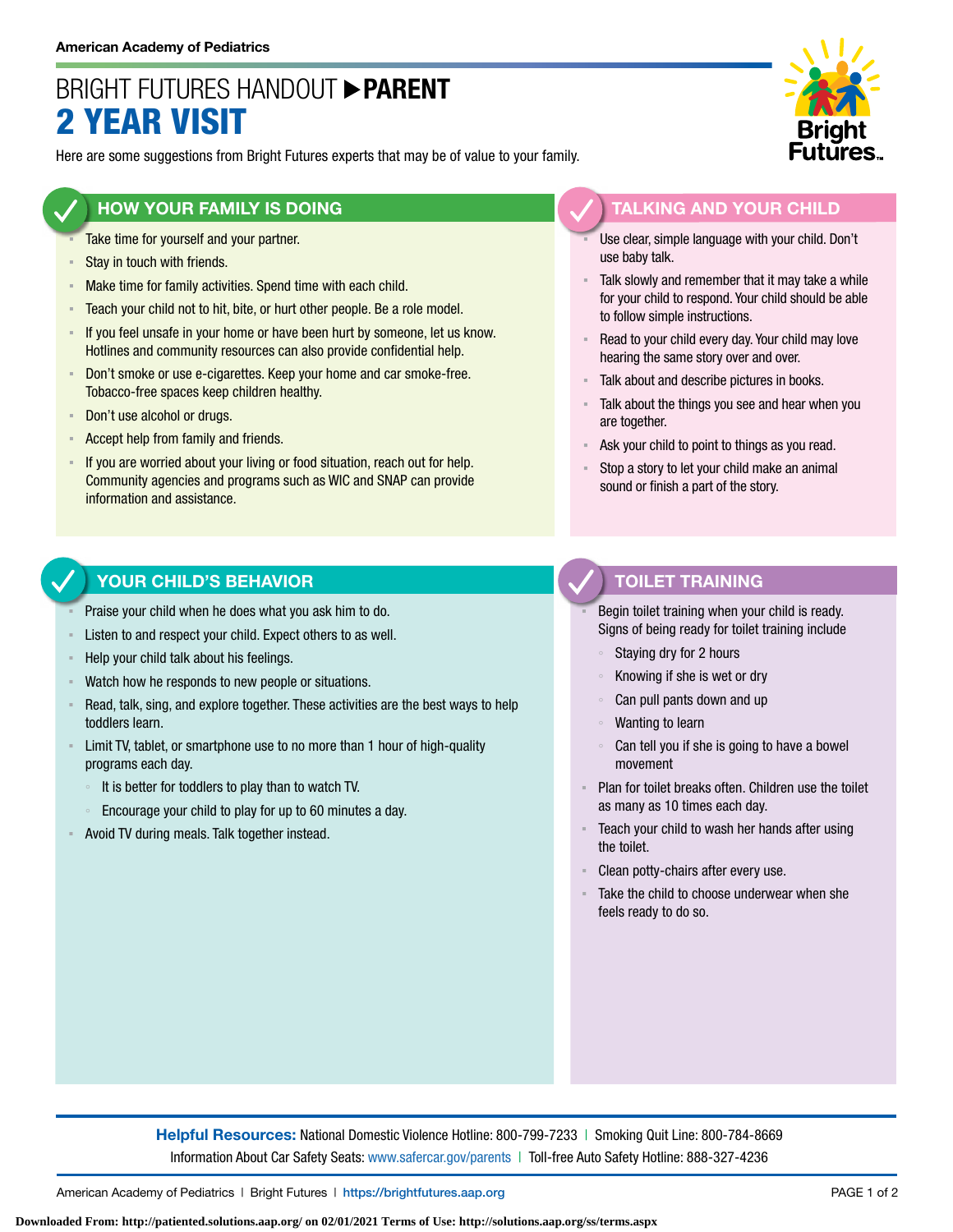American Academy of Pediatrics

# BRIGHT FUTURES HANDOUT ▶ PARENT
# 2 YEAR VISIT

Here are some suggestions from Bright Futures experts that may be of value to your family.

## HOW YOUR FAMILY IS DOING

- Take time for yourself and your partner.
- Stay in touch with friends.
- Make time for family activities. Spend time with each child.
- Teach your child not to hit, bite, or hurt other people. Be a role model.
- If you feel unsafe in your home or have been hurt by someone, let us know. Hotlines and community resources can also provide confidential help.
- Don't smoke or use e-cigarettes. Keep your home and car smoke-free. Tobacco-free spaces keep children healthy.
- Don't use alcohol or drugs.
- Accept help from family and friends.
- If you are worried about your living or food situation, reach out for help. Community agencies and programs such as WIC and SNAP can provide information and assistance.

## TALKING AND YOUR CHILD

- Use clear, simple language with your child. Don't use baby talk.
- Talk slowly and remember that it may take a while for your child to respond. Your child should be able to follow simple instructions.
- Read to your child every day. Your child may love hearing the same story over and over.
- Talk about and describe pictures in books.
- Talk about the things you see and hear when you are together.
- Ask your child to point to things as you read.
- Stop a story to let your child make an animal sound or finish a part of the story.

## YOUR CHILD'S BEHAVIOR

- Praise your child when he does what you ask him to do.
- Listen to and respect your child. Expect others to as well.
- Help your child talk about his feelings.
- Watch how he responds to new people or situations.
- Read, talk, sing, and explore together. These activities are the best ways to help toddlers learn.
- Limit TV, tablet, or smartphone use to no more than 1 hour of high-quality programs each day.
  - It is better for toddlers to play than to watch TV.
  - Encourage your child to play for up to 60 minutes a day.
- Avoid TV during meals. Talk together instead.

## TOILET TRAINING

- Begin toilet training when your child is ready. Signs of being ready for toilet training include
  - Staying dry for 2 hours
  - Knowing if she is wet or dry
  - Can pull pants down and up
  - Wanting to learn
  - Can tell you if she is going to have a bowel movement
- Plan for toilet breaks often. Children use the toilet as many as 10 times each day.
- Teach your child to wash her hands after using the toilet.
- Clean potty-chairs after every use.
- Take the child to choose underwear when she feels ready to do so.

**Helpful Resources:** National Domestic Violence Hotline: 800-799-7233 | Smoking Quit Line: 800-784-8669
Information About Car Safety Seats: www.safercar.gov/parents | Toll-free Auto Safety Hotline: 888-327-4236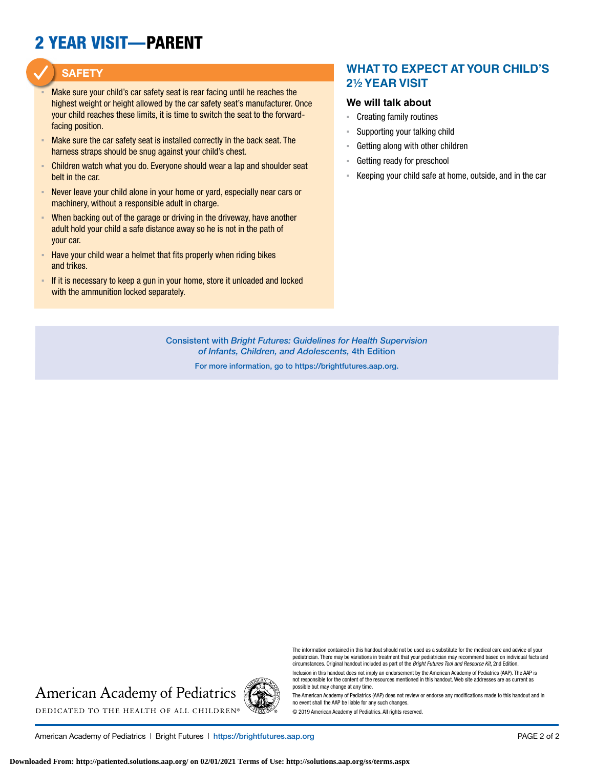# 2 YEAR VISIT—PARENT

## SAFETY

- Make sure your child's car safety seat is rear facing until he reaches the highest weight or height allowed by the car safety seat's manufacturer. Once your child reaches these limits, it is time to switch the seat to the forward-facing position.
- Make sure the car safety seat is installed correctly in the back seat. The harness straps should be snug against your child's chest.
- Children watch what you do. Everyone should wear a lap and shoulder seat belt in the car.
- Never leave your child alone in your home or yard, especially near cars or machinery, without a responsible adult in charge.
- When backing out of the garage or driving in the driveway, have another adult hold your child a safe distance away so he is not in the path of your car.
- Have your child wear a helmet that fits properly when riding bikes and trikes.
- If it is necessary to keep a gun in your home, store it unloaded and locked with the ammunition locked separately.

## WHAT TO EXPECT AT YOUR CHILD'S 2½ YEAR VISIT

### We will talk about

- Creating family routines
- Supporting your talking child
- Getting along with other children
- Getting ready for preschool
- Keeping your child safe at home, outside, and in the car

Consistent with *Bright Futures: Guidelines for Health Supervision of Infants, Children, and Adolescents,* 4th Edition

For more information, go to https://brightfutures.aap.org.

American Academy of Pediatrics

DEDICATED TO THE HEALTH OF ALL CHILDREN®

The information contained in this handout should not be used as a substitute for the medical care and advice of your pediatrician. There may be variations in treatment that your pediatrician may recommend based on individual facts and circumstances. Original handout included as part of the *Bright Futures Tool and Resource Kit,* 2nd Edition.

Inclusion in this handout does not imply an endorsement by the American Academy of Pediatrics (AAP). The AAP is not responsible for the content of the resources mentioned in this handout. Web site addresses are as current as possible but may change at any time.

The American Academy of Pediatrics (AAP) does not review or endorse any modifications made to this handout and in no event shall the AAP be liable for any such changes.

© 2019 American Academy of Pediatrics. All rights reserved.